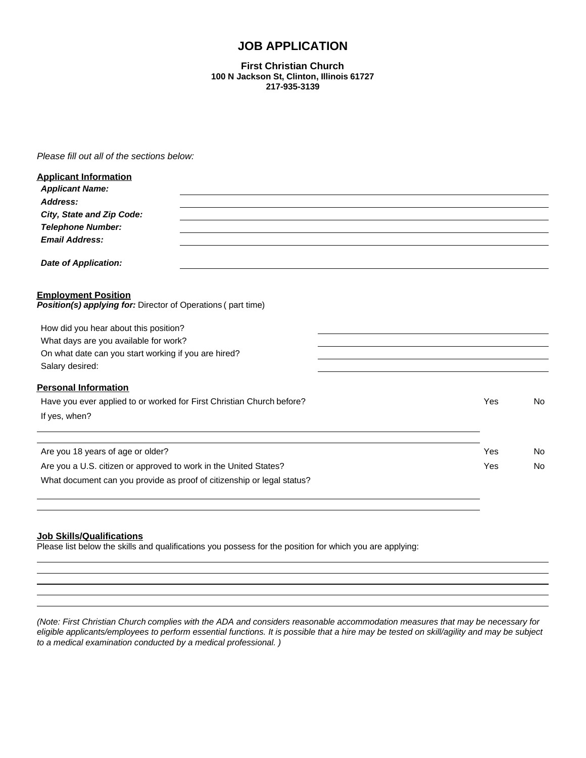# JOB APPLICATION

**First Christian Church**
**100 N Jackson St, Clinton, Illinois 61727**
**217-935-3139**

*Please fill out all of the sections below:*

**Applicant Information**

***Applicant Name:*** ______________________________

***Address:*** ______________________________

***City, State and Zip Code:*** ______________________________

***Telephone Number:*** ______________________________

***Email Address:*** ______________________________

***Date of Application:*** ______________________________

**Employment Position**

***Position(s) applying for:*** Director of Operations ( part time)

How did you hear about this position? ______________________________

What days are you available for work? ______________________________

On what date can you start working if you are hired? ______________________________

Salary desired: ______________________________

**Personal Information**

Have you ever applied to or worked for First Christian Church before? Yes No

If yes, when?

______________________________

______________________________

Are you 18 years of age or older? Yes No

Are you a U.S. citizen or approved to work in the United States? Yes No

What document can you provide as proof of citizenship or legal status?

______________________________

______________________________

**Job Skills/Qualifications**

Please list below the skills and qualifications you possess for the position for which you are applying:

______________________________

______________________________

______________________________

______________________________

______________________________

*(Note: First Christian Church complies with the ADA and considers reasonable accommodation measures that may be necessary for eligible applicants/employees to perform essential functions. It is possible that a hire may be tested on skill/agility and may be subject to a medical examination conducted by a medical professional. )*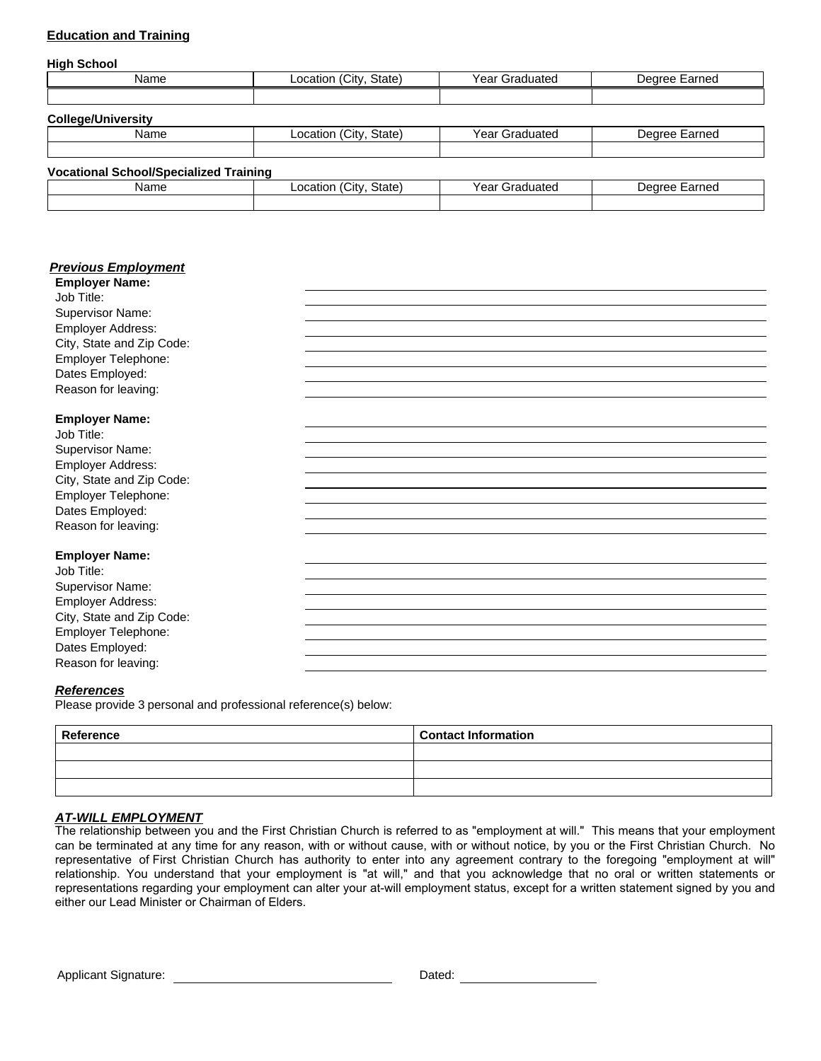## Education and Training

**High School**

| Name | Location (City, State) | Year Graduated | Degree Earned |
|---|---|---|---|
| | | | |

**College/University**

| Name | Location (City, State) | Year Graduated | Degree Earned |
|---|---|---|---|
| | | | |

**Vocational School/Specialized Training**

| Name | Location (City, State) | Year Graduated | Degree Earned |
|---|---|---|---|
| | | | |

### ***Previous Employment***

**Employer Name:** ______________________________
Job Title: ______________________________
Supervisor Name: ______________________________
Employer Address: ______________________________
City, State and Zip Code: ______________________________
Employer Telephone: ______________________________
Dates Employed: ______________________________
Reason for leaving: ______________________________

**Employer Name:** ______________________________
Job Title: ______________________________
Supervisor Name: ______________________________
Employer Address: ______________________________
City, State and Zip Code: ______________________________
Employer Telephone: ______________________________
Dates Employed: ______________________________
Reason for leaving: ______________________________

**Employer Name:** ______________________________
Job Title: ______________________________
Supervisor Name: ______________________________
Employer Address: ______________________________
City, State and Zip Code: ______________________________
Employer Telephone: ______________________________
Dates Employed: ______________________________
Reason for leaving: ______________________________

### ***References***

Please provide 3 personal and professional reference(s) below:

| Reference | Contact Information |
|---|---|
| | |
| | |
| | |

### ***AT-WILL EMPLOYMENT***

The relationship between you and the First Christian Church is referred to as "employment at will." This means that your employment can be terminated at any time for any reason, with or without cause, with or without notice, by you or the First Christian Church. No representative of First Christian Church has authority to enter into any agreement contrary to the foregoing "employment at will" relationship. You understand that your employment is "at will," and that you acknowledge that no oral or written statements or representations regarding your employment can alter your at-will employment status, except for a written statement signed by you and either our Lead Minister or Chairman of Elders.

Applicant Signature: ______________________________ Dated: ____________________